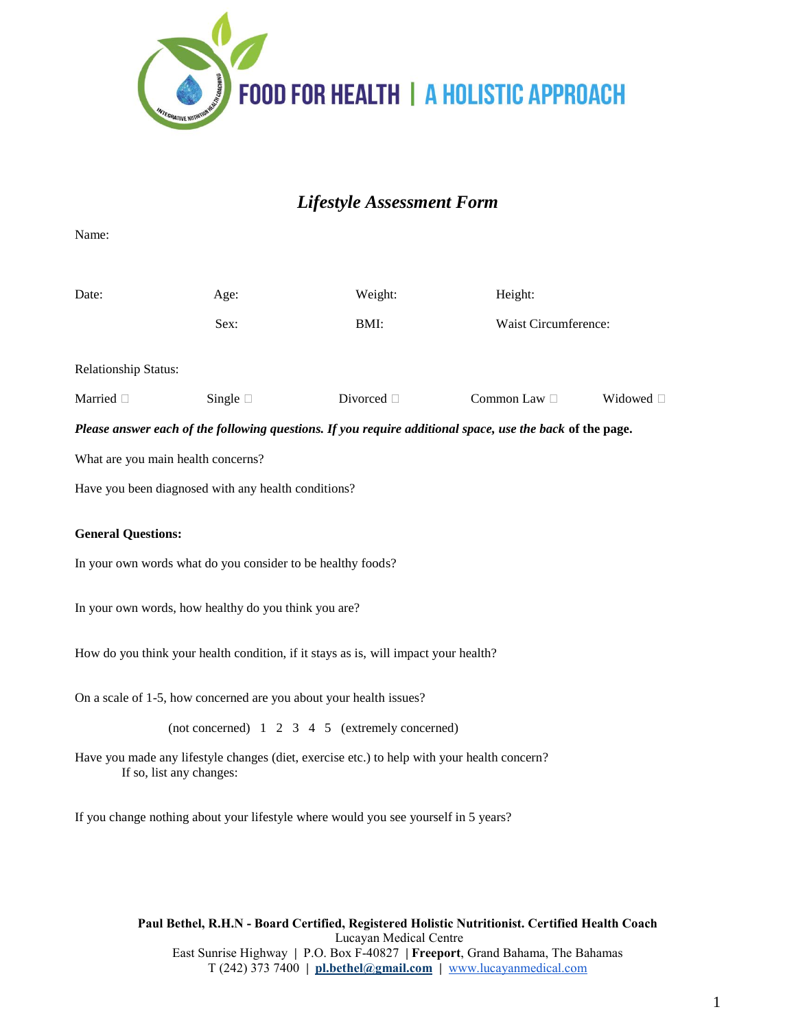FOOD FOR HEALTH | A HOLISTIC APPROACH

# *Lifestyle Assessment Form*

Name:

| Date: | Age: | Weight: | Height: |
|---|---|---|---|
| | Sex: | BMI: | Waist Circumference: |

Relationship Status:

Married ☐ Single ☐ Divorced ☐ Common Law ☐ Widowed ☐

***Please answer each of the following questions. If you require additional space, use the back*** **of the page.**

What are you main health concerns?

Have you been diagnosed with any health conditions?

**General Questions:**

In your own words what do you consider to be healthy foods?

In your own words, how healthy do you think you are?

How do you think your health condition, if it stays as is, will impact your health?

On a scale of 1-5, how concerned are you about your health issues?

(not concerned) 1 2 3 4 5 (extremely concerned)

Have you made any lifestyle changes (diet, exercise etc.) to help with your health concern?
If so, list any changes:

If you change nothing about your lifestyle where would you see yourself in 5 years?

**Paul Bethel, R.H.N - Board Certified, Registered Holistic Nutritionist. Certified Health Coach**
Lucayan Medical Centre
East Sunrise Highway | P.O. Box F-40827 | **Freeport**, Grand Bahama, The Bahamas
T (242) 373 7400 | **pl.bethel@gmail.com** | www.lucayanmedical.com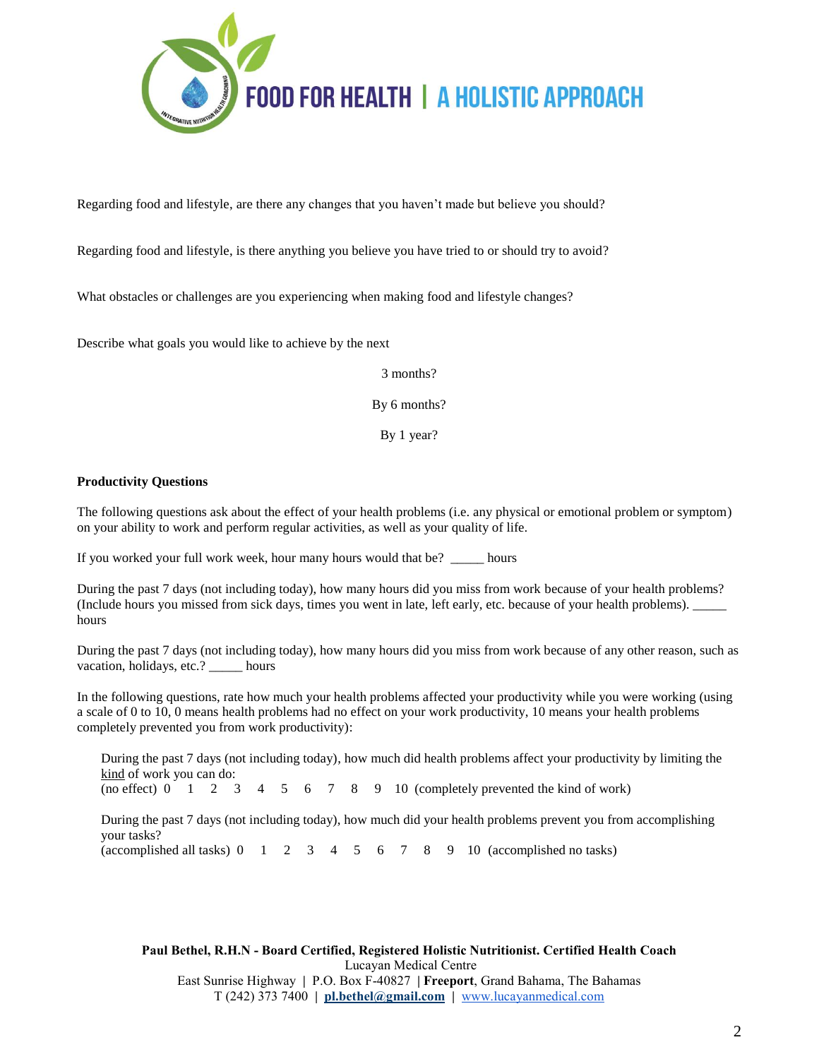Regarding food and lifestyle, are there any changes that you haven't made but believe you should?

Regarding food and lifestyle, is there anything you believe you have tried to or should try to avoid?

What obstacles or challenges are you experiencing when making food and lifestyle changes?

Describe what goals you would like to achieve by the next

3 months?

By 6 months?

By 1 year?

**Productivity Questions**

The following questions ask about the effect of your health problems (i.e. any physical or emotional problem or symptom) on your ability to work and perform regular activities, as well as your quality of life.

If you worked your full work week, hour many hours would that be? _____ hours

During the past 7 days (not including today), how many hours did you miss from work because of your health problems? (Include hours you missed from sick days, times you went in late, left early, etc. because of your health problems). _____ hours

During the past 7 days (not including today), how many hours did you miss from work because of any other reason, such as vacation, holidays, etc.? _____ hours

In the following questions, rate how much your health problems affected your productivity while you were working (using a scale of 0 to 10, 0 means health problems had no effect on your work productivity, 10 means your health problems completely prevented you from work productivity):

During the past 7 days (not including today), how much did health problems affect your productivity by limiting the kind of work you can do:
(no effect) 0 1 2 3 4 5 6 7 8 9 10 (completely prevented the kind of work)

During the past 7 days (not including today), how much did your health problems prevent you from accomplishing your tasks?
(accomplished all tasks) 0 1 2 3 4 5 6 7 8 9 10 (accomplished no tasks)

**Paul Bethel, R.H.N - Board Certified, Registered Holistic Nutritionist. Certified Health Coach**
Lucayan Medical Centre
East Sunrise Highway | P.O. Box F-40827 | **Freeport**, Grand Bahama, The Bahamas
T (242) 373 7400 | **pl.bethel@gmail.com** | www.lucayanmedical.com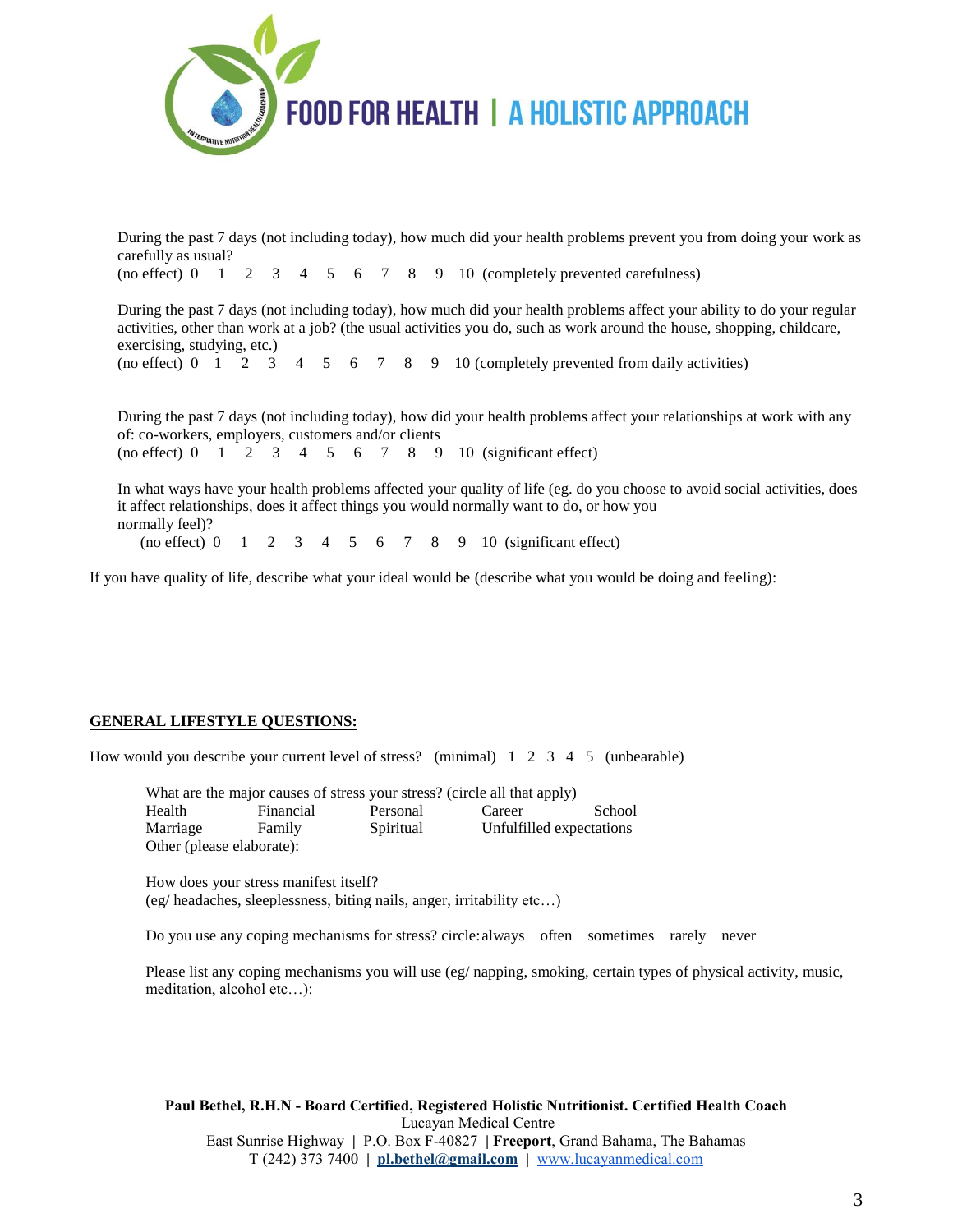During the past 7 days (not including today), how much did your health problems prevent you from doing your work as carefully as usual?

(no effect) 0 1 2 3 4 5 6 7 8 9 10 (completely prevented carefulness)

During the past 7 days (not including today), how much did your health problems affect your ability to do your regular activities, other than work at a job? (the usual activities you do, such as work around the house, shopping, childcare, exercising, studying, etc.)

(no effect) 0 1 2 3 4 5 6 7 8 9 10 (completely prevented from daily activities)

During the past 7 days (not including today), how did your health problems affect your relationships at work with any of: co-workers, employers, customers and/or clients

(no effect) 0 1 2 3 4 5 6 7 8 9 10 (significant effect)

In what ways have your health problems affected your quality of life (eg. do you choose to avoid social activities, does it affect relationships, does it affect things you would normally want to do, or how you normally feel)?

(no effect) 0 1 2 3 4 5 6 7 8 9 10 (significant effect)

If you have quality of life, describe what your ideal would be (describe what you would be doing and feeling):

**GENERAL LIFESTYLE QUESTIONS:**

How would you describe your current level of stress? (minimal) 1 2 3 4 5 (unbearable)

What are the major causes of stress your stress? (circle all that apply)

| Health | Financial | Personal | Career | School |
|---|---|---|---|---|
| Marriage | Family | Spiritual | Unfulfilled expectations | |

Other (please elaborate):

How does your stress manifest itself?
(eg/ headaches, sleeplessness, biting nails, anger, irritability etc…)

Do you use any coping mechanisms for stress? circle: always often sometimes rarely never

Please list any coping mechanisms you will use (eg/ napping, smoking, certain types of physical activity, music, meditation, alcohol etc…):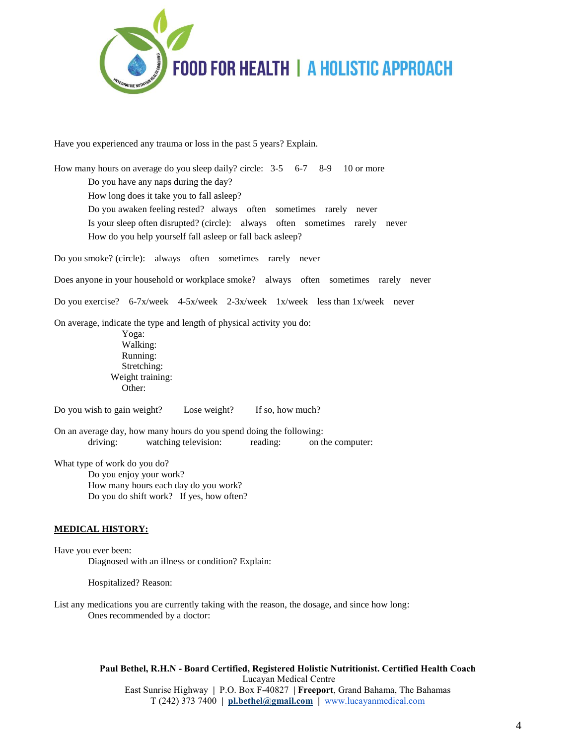Have you experienced any trauma or loss in the past 5 years? Explain.

How many hours on average do you sleep daily? circle: 3-5 6-7 8-9 10 or more

Do you have any naps during the day?

How long does it take you to fall asleep?

Do you awaken feeling rested? always often sometimes rarely never

Is your sleep often disrupted? (circle): always often sometimes rarely never

How do you help yourself fall asleep or fall back asleep?

Do you smoke? (circle): always often sometimes rarely never

Does anyone in your household or workplace smoke? always often sometimes rarely never

Do you exercise? 6-7x/week 4-5x/week 2-3x/week 1x/week less than 1x/week never

On average, indicate the type and length of physical activity you do:

Yoga:

Walking:

Running:

Stretching:

Weight training:

Other:

Do you wish to gain weight? Lose weight? If so, how much?

On an average day, how many hours do you spend doing the following:

driving: watching television: reading: on the computer:

What type of work do you do?

Do you enjoy your work?

How many hours each day do you work?

Do you do shift work? If yes, how often?

**MEDICAL HISTORY:**

Have you ever been:

Diagnosed with an illness or condition? Explain:

Hospitalized? Reason:

List any medications you are currently taking with the reason, the dosage, and since how long:

Ones recommended by a doctor: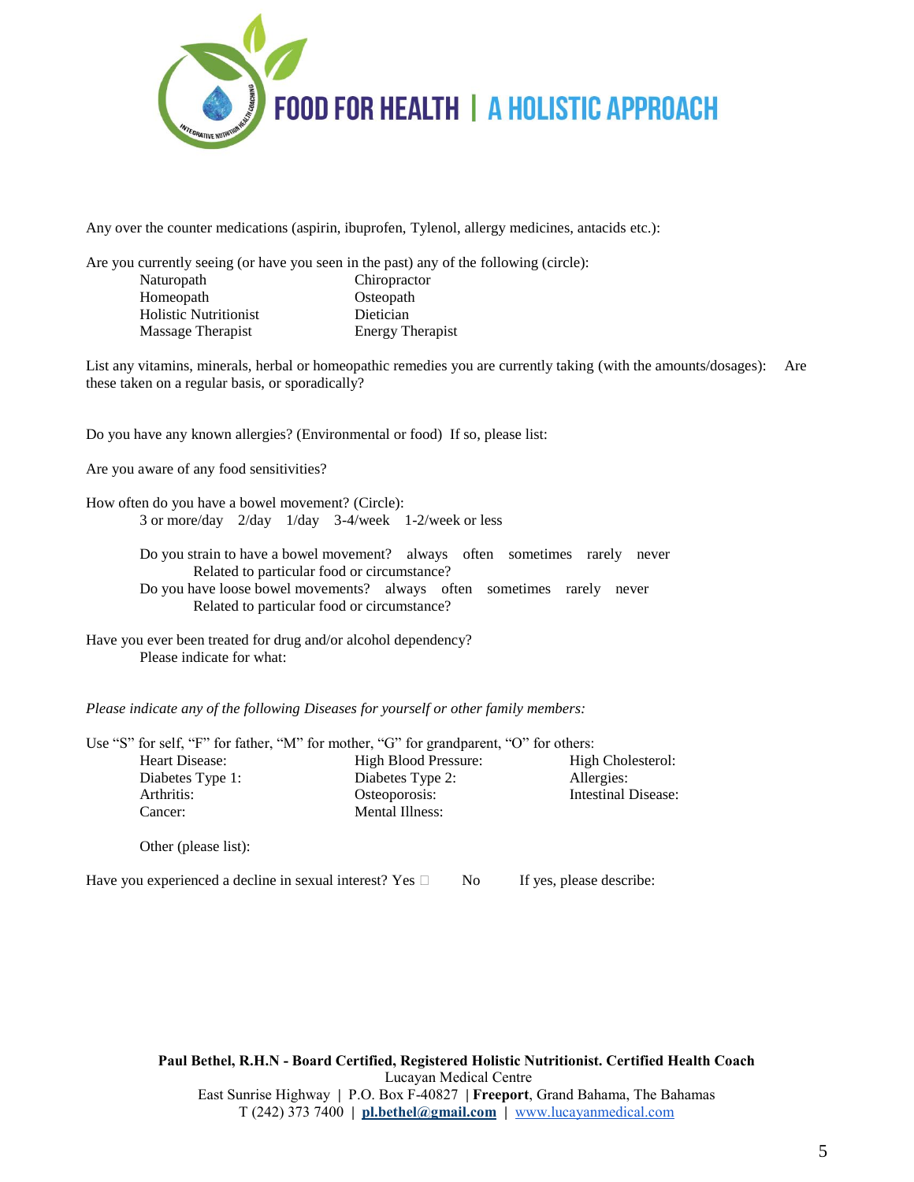**FOOD FOR HEALTH | A HOLISTIC APPROACH**

Any over the counter medications (aspirin, ibuprofen, Tylenol, allergy medicines, antacids etc.):

Are you currently seeing (or have you seen in the past) any of the following (circle):

| | |
|---|---|
| Naturopath | Chiropractor |
| Homeopath | Osteopath |
| Holistic Nutritionist | Dietician |
| Massage Therapist | Energy Therapist |

List any vitamins, minerals, herbal or homeopathic remedies you are currently taking (with the amounts/dosages): Are these taken on a regular basis, or sporadically?

Do you have any known allergies? (Environmental or food) If so, please list:

Are you aware of any food sensitivities?

How often do you have a bowel movement? (Circle):

3 or more/day 2/day 1/day 3-4/week 1-2/week or less

Do you strain to have a bowel movement? always often sometimes rarely never
Related to particular food or circumstance?

Do you have loose bowel movements? always often sometimes rarely never
Related to particular food or circumstance?

Have you ever been treated for drug and/or alcohol dependency?
Please indicate for what:

*Please indicate any of the following Diseases for yourself or other family members:*

Use "S" for self, "F" for father, "M" for mother, "G" for grandparent, "O" for others:

| | | |
|---|---|---|
| Heart Disease: | High Blood Pressure: | High Cholesterol: |
| Diabetes Type 1: | Diabetes Type 2: | Allergies: |
| Arthritis: | Osteoporosis: | Intestinal Disease: |
| Cancer: | Mental Illness: | |

Other (please list):

Have you experienced a decline in sexual interest? Yes ☐ No If yes, please describe:

**Paul Bethel, R.H.N - Board Certified, Registered Holistic Nutritionist. Certified Health Coach**
Lucayan Medical Centre
East Sunrise Highway | P.O. Box F-40827 | **Freeport**, Grand Bahama, The Bahamas
T (242) 373 7400 | **pl.bethel@gmail.com** | www.lucayanmedical.com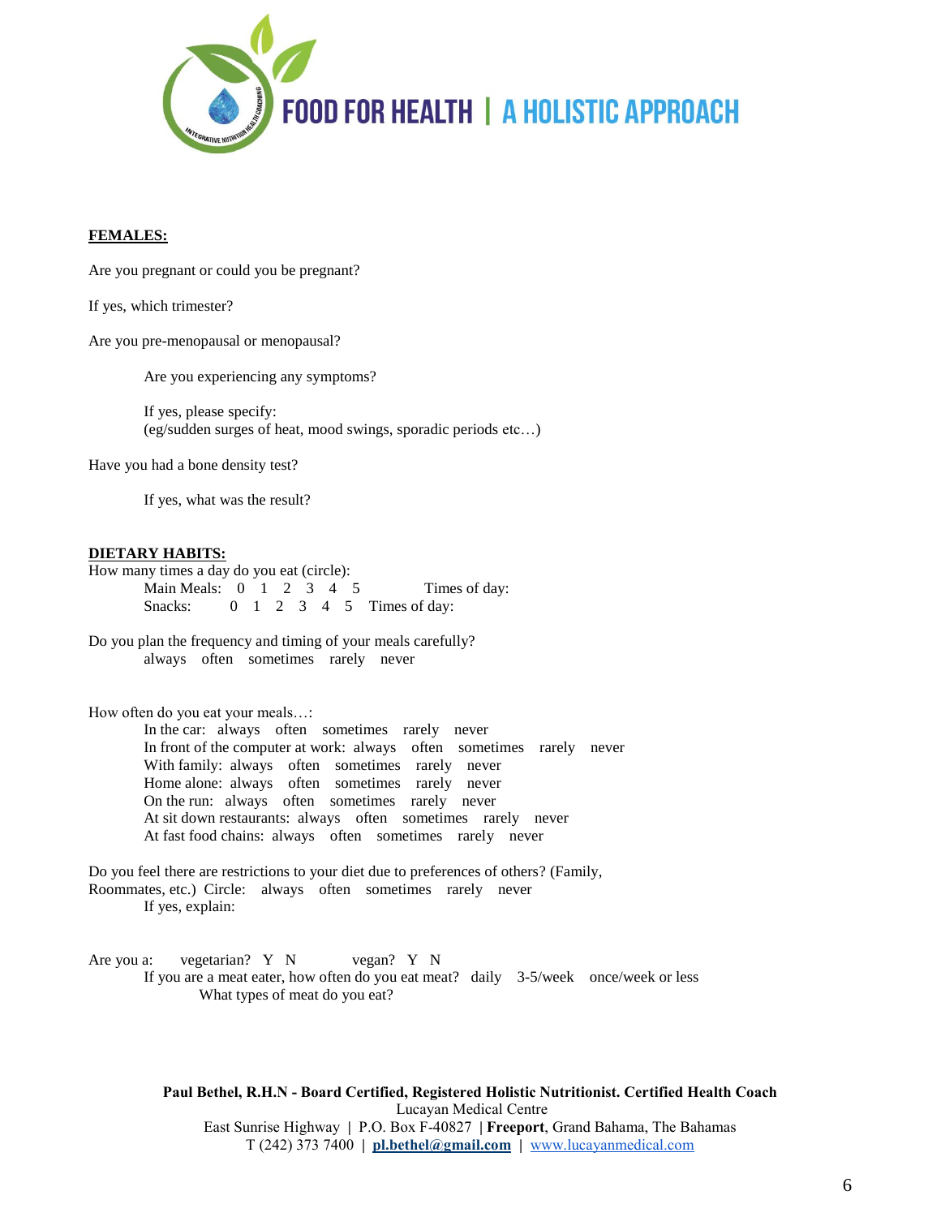FOOD FOR HEALTH | A HOLISTIC APPROACH

**FEMALES:**

Are you pregnant or could you be pregnant?

If yes, which trimester?

Are you pre-menopausal or menopausal?

Are you experiencing any symptoms?

If yes, please specify:
(eg/sudden surges of heat, mood swings, sporadic periods etc…)

Have you had a bone density test?

If yes, what was the result?

**DIETARY HABITS:**

How many times a day do you eat (circle):

Main Meals: 0 1 2 3 4 5 Times of day:

Snacks: 0 1 2 3 4 5 Times of day:

Do you plan the frequency and timing of your meals carefully?

always often sometimes rarely never

How often do you eat your meals…:

In the car: always often sometimes rarely never

In front of the computer at work: always often sometimes rarely never

With family: always often sometimes rarely never

Home alone: always often sometimes rarely never

On the run: always often sometimes rarely never

At sit down restaurants: always often sometimes rarely never

At fast food chains: always often sometimes rarely never

Do you feel there are restrictions to your diet due to preferences of others? (Family, Roommates, etc.) Circle: always often sometimes rarely never

If yes, explain:

Are you a: vegetarian? Y N vegan? Y N

If you are a meat eater, how often do you eat meat? daily 3-5/week once/week or less

What types of meat do you eat?

**Paul Bethel, R.H.N - Board Certified, Registered Holistic Nutritionist. Certified Health Coach**
Lucayan Medical Centre
East Sunrise Highway | P.O. Box F-40827 | **Freeport**, Grand Bahama, The Bahamas
T (242) 373 7400 | **pl.bethel@gmail.com** | www.lucayanmedical.com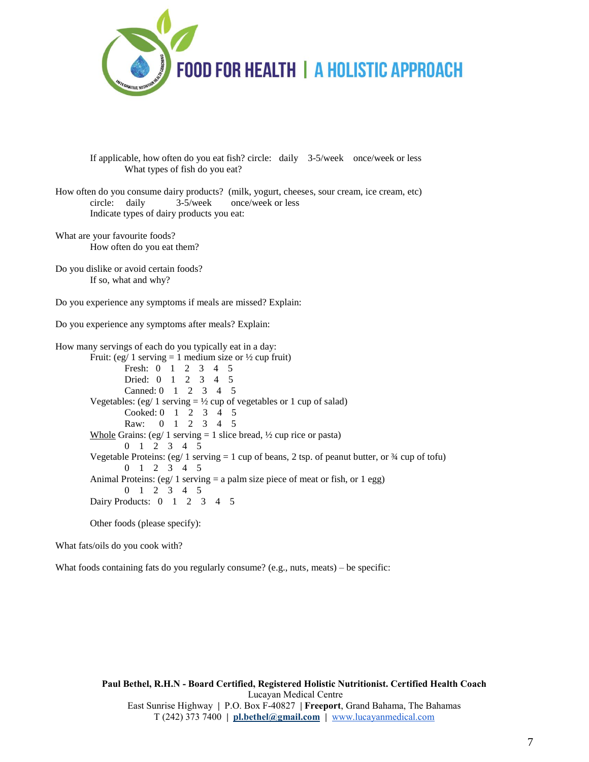If applicable, how often do you eat fish? circle: daily 3-5/week once/week or less
  What types of fish do you eat?

How often do you consume dairy products? (milk, yogurt, cheeses, sour cream, ice cream, etc)
  circle: daily 3-5/week once/week or less
  Indicate types of dairy products you eat:

What are your favourite foods?
  How often do you eat them?

Do you dislike or avoid certain foods?
  If so, what and why?

Do you experience any symptoms if meals are missed? Explain:

Do you experience any symptoms after meals? Explain:

How many servings of each do you typically eat in a day:

Fruit: (eg/ 1 serving = 1 medium size or ½ cup fruit)
  Fresh: 0 1 2 3 4 5
  Dried: 0 1 2 3 4 5
  Canned: 0 1 2 3 4 5

Vegetables: (eg/ 1 serving = ½ cup of vegetables or 1 cup of salad)
  Cooked: 0 1 2 3 4 5
  Raw: 0 1 2 3 4 5

Whole Grains: (eg/ 1 serving = 1 slice bread, ½ cup rice or pasta)
  0 1 2 3 4 5

Vegetable Proteins: (eg/ 1 serving = 1 cup of beans, 2 tsp. of peanut butter, or ¾ cup of tofu)
  0 1 2 3 4 5

Animal Proteins: (eg/ 1 serving = a palm size piece of meat or fish, or 1 egg)
  0 1 2 3 4 5

Dairy Products: 0 1 2 3 4 5

Other foods (please specify):

What fats/oils do you cook with?

What foods containing fats do you regularly consume? (e.g., nuts, meats) – be specific: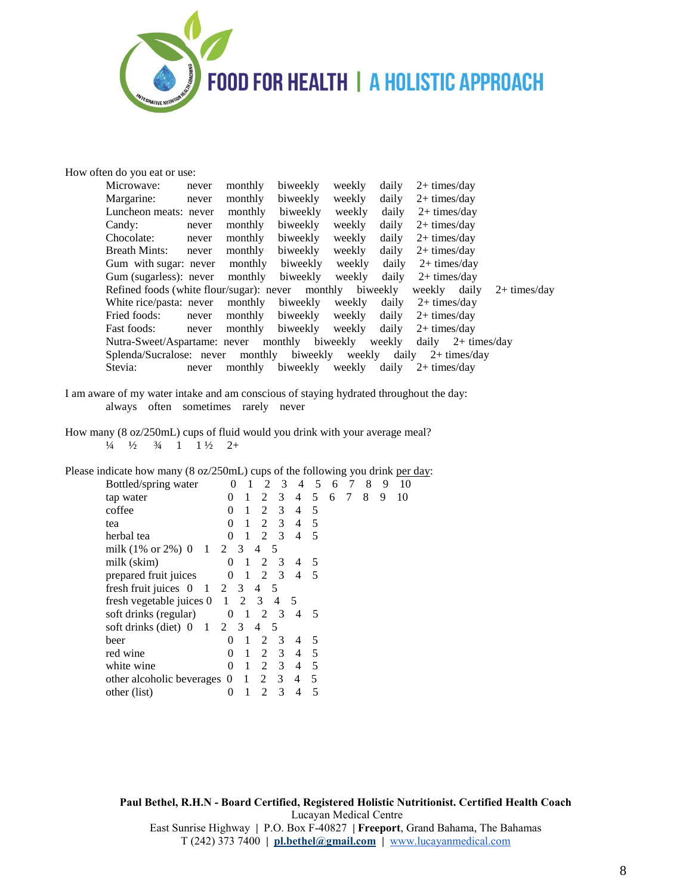How often do you eat or use:

| Item | | | | | | |
|---|---|---|---|---|---|---|
| Microwave: | never | monthly | biweekly | weekly | daily | 2+ times/day |
| Margarine: | never | monthly | biweekly | weekly | daily | 2+ times/day |
| Luncheon meats: | never | monthly | biweekly | weekly | daily | 2+ times/day |
| Candy: | never | monthly | biweekly | weekly | daily | 2+ times/day |
| Chocolate: | never | monthly | biweekly | weekly | daily | 2+ times/day |
| Breath Mints: | never | monthly | biweekly | weekly | daily | 2+ times/day |
| Gum with sugar: | never | monthly | biweekly | weekly | daily | 2+ times/day |
| Gum (sugarless): | never | monthly | biweekly | weekly | daily | 2+ times/day |
| Refined foods (white flour/sugar): | never | monthly | biweekly | weekly | daily | 2+ times/day |
| White rice/pasta: | never | monthly | biweekly | weekly | daily | 2+ times/day |
| Fried foods: | never | monthly | biweekly | weekly | daily | 2+ times/day |
| Fast foods: | never | monthly | biweekly | weekly | daily | 2+ times/day |
| Nutra-Sweet/Aspartame: | never | monthly | biweekly | weekly | daily | 2+ times/day |
| Splenda/Sucralose: | never | monthly | biweekly | weekly | daily | 2+ times/day |
| Stevia: | never | monthly | biweekly | weekly | daily | 2+ times/day |

I am aware of my water intake and am conscious of staying hydrated throughout the day:
always often sometimes rarely never

How many (8 oz/250mL) cups of fluid would you drink with your average meal?
¼ ½ ¾ 1 1 ½ 2+

Please indicate how many (8 oz/250mL) cups of the following you drink per day:

| Beverage | | | | | | | | | | | |
|---|---|---|---|---|---|---|---|---|---|---|---|
| Bottled/spring water | 0 | 1 | 2 | 3 | 4 | 5 | 6 | 7 | 8 | 9 | 10 |
| tap water | 0 | 1 | 2 | 3 | 4 | 5 | 6 | 7 | 8 | 9 | 10 |
| coffee | 0 | 1 | 2 | 3 | 4 | 5 | | | | | |
| tea | 0 | 1 | 2 | 3 | 4 | 5 | | | | | |
| herbal tea | 0 | 1 | 2 | 3 | 4 | 5 | | | | | |
| milk (1% or 2%) | 0 | 1 | 2 | 3 | 4 | 5 | | | | | |
| milk (skim) | 0 | 1 | 2 | 3 | 4 | 5 | | | | | |
| prepared fruit juices | 0 | 1 | 2 | 3 | 4 | 5 | | | | | |
| fresh fruit juices | 0 | 1 | 2 | 3 | 4 | 5 | | | | | |
| fresh vegetable juices | 0 | 1 | 2 | 3 | 4 | 5 | | | | | |
| soft drinks (regular) | 0 | 1 | 2 | 3 | 4 | 5 | | | | | |
| soft drinks (diet) | 0 | 1 | 2 | 3 | 4 | 5 | | | | | |
| beer | 0 | 1 | 2 | 3 | 4 | 5 | | | | | |
| red wine | 0 | 1 | 2 | 3 | 4 | 5 | | | | | |
| white wine | 0 | 1 | 2 | 3 | 4 | 5 | | | | | |
| other alcoholic beverages | 0 | 1 | 2 | 3 | 4 | 5 | | | | | |
| other (list) | 0 | 1 | 2 | 3 | 4 | 5 | | | | | |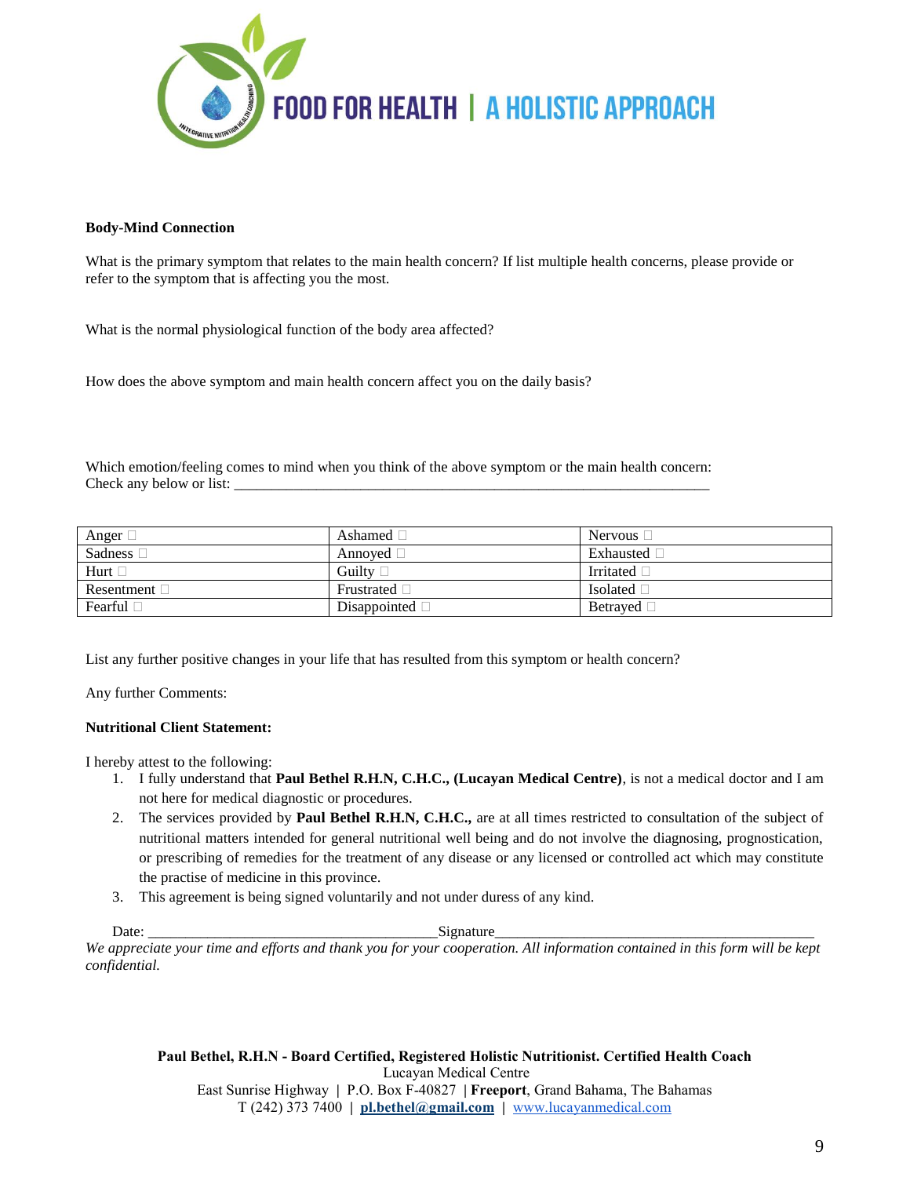FOOD FOR HEALTH | A HOLISTIC APPROACH

**Body-Mind Connection**

What is the primary symptom that relates to the main health concern? If list multiple health concerns, please provide or refer to the symptom that is affecting you the most.

What is the normal physiological function of the body area affected?

How does the above symptom and main health concern affect you on the daily basis?

Which emotion/feeling comes to mind when you think of the above symptom or the main health concern:
Check any below or list: ___________________________________________________________

| | | |
|---|---|---|
| Anger ☐ | Ashamed ☐ | Nervous ☐ |
| Sadness ☐ | Annoyed ☐ | Exhausted ☐ |
| Hurt ☐ | Guilty ☐ | Irritated ☐ |
| Resentment ☐ | Frustrated ☐ | Isolated ☐ |
| Fearful ☐ | Disappointed ☐ | Betrayed ☐ |

List any further positive changes in your life that has resulted from this symptom or health concern?

Any further Comments:

**Nutritional Client Statement:**

I hereby attest to the following:

1. I fully understand that **Paul Bethel R.H.N, C.H.C., (Lucayan Medical Centre)**, is not a medical doctor and I am not here for medical diagnostic or procedures.
2. The services provided by **Paul Bethel R.H.N, C.H.C.,** are at all times restricted to consultation of the subject of nutritional matters intended for general nutritional well being and do not involve the diagnosing, prognostication, or prescribing of remedies for the treatment of any disease or any licensed or controlled act which may constitute the practise of medicine in this province.
3. This agreement is being signed voluntarily and not under duress of any kind.

Date: ______________________________________Signature___________________________________________

*We appreciate your time and efforts and thank you for your cooperation. All information contained in this form will be kept confidential.*

**Paul Bethel, R.H.N - Board Certified, Registered Holistic Nutritionist. Certified Health Coach**
Lucayan Medical Centre
East Sunrise Highway | P.O. Box F-40827 | **Freeport**, Grand Bahama, The Bahamas
T (242) 373 7400 | **pl.bethel@gmail.com** | www.lucayanmedical.com